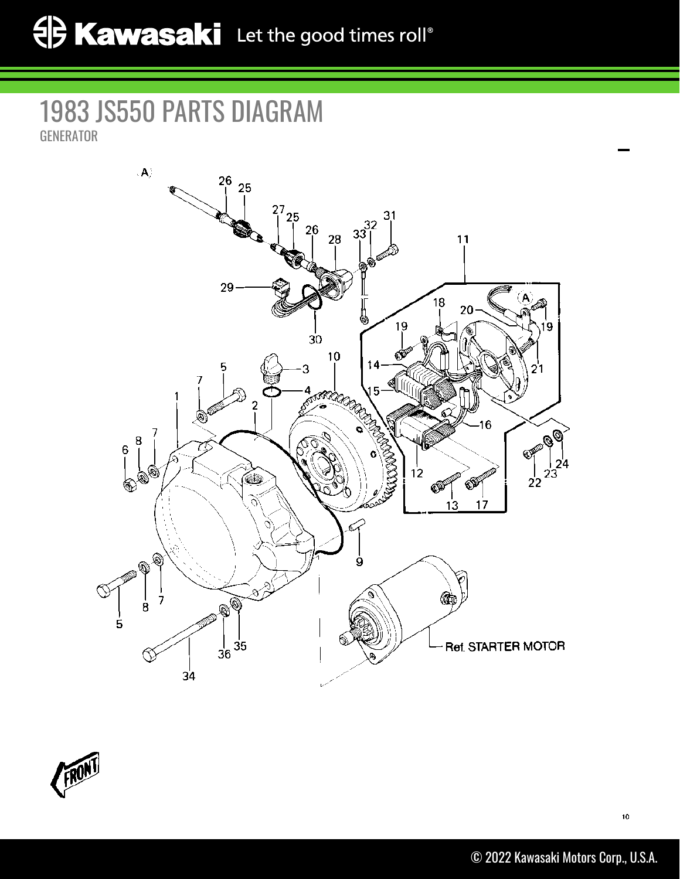# 1983 JS550 PARTS DIAGRAM

GENERATOR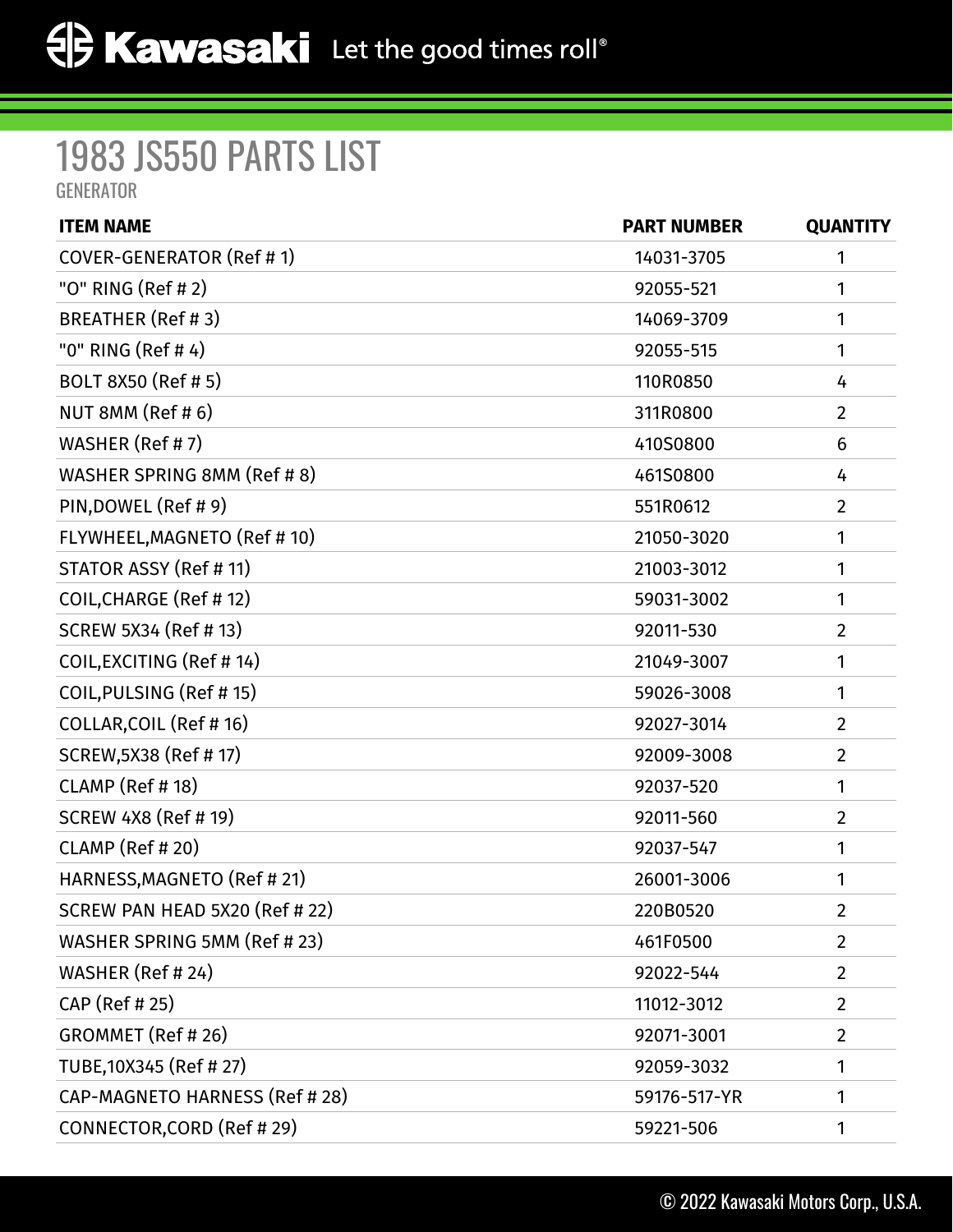# 1983 JS550 PARTS LIST

GENERATOR

| ITEM NAME | PART NUMBER | QUANTITY |
|---|---|---|
| COVER-GENERATOR (Ref # 1) | 14031-3705 | 1 |
| "O" RING (Ref # 2) | 92055-521 | 1 |
| BREATHER (Ref # 3) | 14069-3709 | 1 |
| "0" RING (Ref # 4) | 92055-515 | 1 |
| BOLT 8X50 (Ref # 5) | 110R0850 | 4 |
| NUT 8MM (Ref # 6) | 311R0800 | 2 |
| WASHER (Ref # 7) | 410S0800 | 6 |
| WASHER SPRING 8MM (Ref # 8) | 461S0800 | 4 |
| PIN,DOWEL (Ref # 9) | 551R0612 | 2 |
| FLYWHEEL,MAGNETO (Ref # 10) | 21050-3020 | 1 |
| STATOR ASSY (Ref # 11) | 21003-3012 | 1 |
| COIL,CHARGE (Ref # 12) | 59031-3002 | 1 |
| SCREW 5X34 (Ref # 13) | 92011-530 | 2 |
| COIL,EXCITING (Ref # 14) | 21049-3007 | 1 |
| COIL,PULSING (Ref # 15) | 59026-3008 | 1 |
| COLLAR,COIL (Ref # 16) | 92027-3014 | 2 |
| SCREW,5X38 (Ref # 17) | 92009-3008 | 2 |
| CLAMP (Ref # 18) | 92037-520 | 1 |
| SCREW 4X8 (Ref # 19) | 92011-560 | 2 |
| CLAMP (Ref # 20) | 92037-547 | 1 |
| HARNESS,MAGNETO (Ref # 21) | 26001-3006 | 1 |
| SCREW PAN HEAD 5X20 (Ref # 22) | 220B0520 | 2 |
| WASHER SPRING 5MM (Ref # 23) | 461F0500 | 2 |
| WASHER (Ref # 24) | 92022-544 | 2 |
| CAP (Ref # 25) | 11012-3012 | 2 |
| GROMMET (Ref # 26) | 92071-3001 | 2 |
| TUBE,10X345 (Ref # 27) | 92059-3032 | 1 |
| CAP-MAGNETO HARNESS (Ref # 28) | 59176-517-YR | 1 |
| CONNECTOR,CORD (Ref # 29) | 59221-506 | 1 |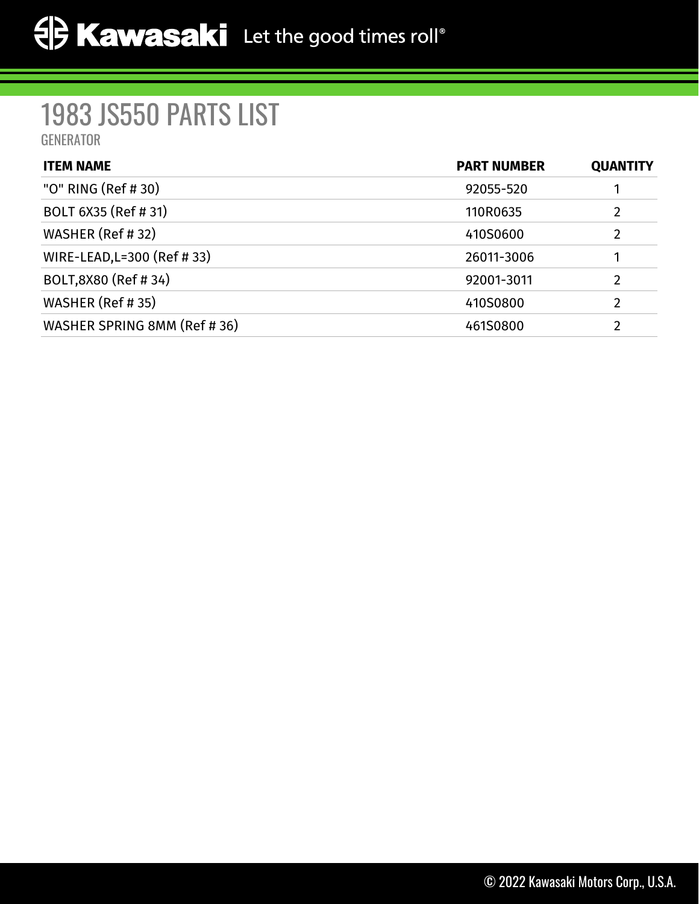# 1983 JS550 PARTS LIST

GENERATOR

| ITEM NAME | PART NUMBER | QUANTITY |
| --- | --- | --- |
| "O" RING (Ref # 30) | 92055-520 | 1 |
| BOLT 6X35 (Ref # 31) | 110R0635 | 2 |
| WASHER (Ref # 32) | 410S0600 | 2 |
| WIRE-LEAD,L=300 (Ref # 33) | 26011-3006 | 1 |
| BOLT,8X80 (Ref # 34) | 92001-3011 | 2 |
| WASHER (Ref # 35) | 410S0800 | 2 |
| WASHER SPRING 8MM (Ref # 36) | 461S0800 | 2 |